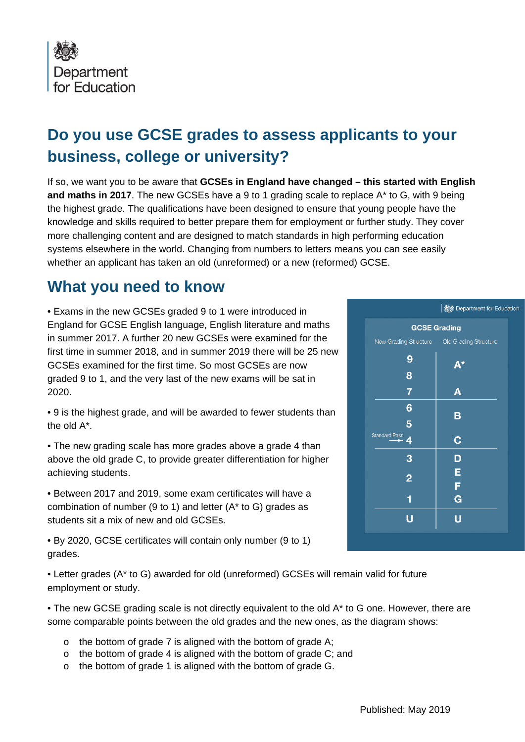Department for Education

# Do you use GCSE grades to assess applicants to your business, college or university?

If so, we want you to be aware that **GCSEs in England have changed – this started with English and maths in 2017**. The new GCSEs have a 9 to 1 grading scale to replace A* to G, with 9 being the highest grade. The qualifications have been designed to ensure that young people have the knowledge and skills required to better prepare them for employment or further study. They cover more challenging content and are designed to match standards in high performing education systems elsewhere in the world. Changing from numbers to letters means you can see easily whether an applicant has taken an old (unreformed) or a new (reformed) GCSE.

## What you need to know

- Exams in the new GCSEs graded 9 to 1 were introduced in England for GCSE English language, English literature and maths in summer 2017. A further 20 new GCSEs were examined for the first time in summer 2018, and in summer 2019 there will be 25 new GCSEs examined for the first time. So most GCSEs are now graded 9 to 1, and the very last of the new exams will be sat in 2020.

- 9 is the highest grade, and will be awarded to fewer students than the old A*.

- The new grading scale has more grades above a grade 4 than above the old grade C, to provide greater differentiation for higher achieving students.

- Between 2017 and 2019, some exam certificates will have a combination of number (9 to 1) and letter (A* to G) grades as students sit a mix of new and old GCSEs.

- By 2020, GCSE certificates will contain only number (9 to 1) grades.

**GCSE Grading**

| New Grading Structure | Old Grading Structure |
|---|---|
| 9, 8 | A* |
| 7 | A |
| 6, 5 | B |
| 4 (Standard Pass) | C |
| 3, 2, 1 | D, E, F, G |
| U | U |

- Letter grades (A* to G) awarded for old (unreformed) GCSEs will remain valid for future employment or study.

- The new GCSE grading scale is not directly equivalent to the old A* to G one. However, there are some comparable points between the old grades and the new ones, as the diagram shows:
  - the bottom of grade 7 is aligned with the bottom of grade A;
  - the bottom of grade 4 is aligned with the bottom of grade C; and
  - the bottom of grade 1 is aligned with the bottom of grade G.

Published: May 2019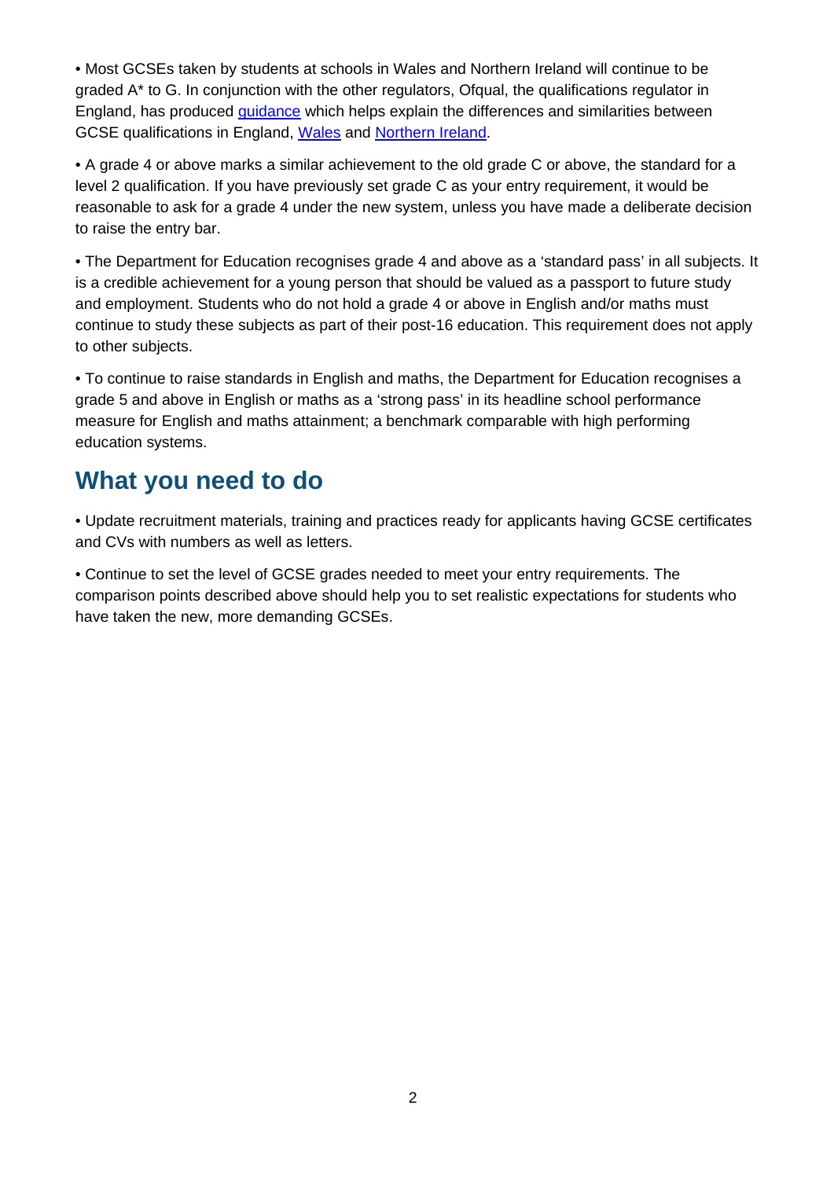- Most GCSEs taken by students at schools in Wales and Northern Ireland will continue to be graded A* to G. In conjunction with the other regulators, Ofqual, the qualifications regulator in England, has produced guidance which helps explain the differences and similarities between GCSE qualifications in England, Wales and Northern Ireland.

- A grade 4 or above marks a similar achievement to the old grade C or above, the standard for a level 2 qualification. If you have previously set grade C as your entry requirement, it would be reasonable to ask for a grade 4 under the new system, unless you have made a deliberate decision to raise the entry bar.

- The Department for Education recognises grade 4 and above as a 'standard pass' in all subjects. It is a credible achievement for a young person that should be valued as a passport to future study and employment. Students who do not hold a grade 4 or above in English and/or maths must continue to study these subjects as part of their post-16 education. This requirement does not apply to other subjects.

- To continue to raise standards in English and maths, the Department for Education recognises a grade 5 and above in English or maths as a 'strong pass' in its headline school performance measure for English and maths attainment; a benchmark comparable with high performing education systems.

## What you need to do

- Update recruitment materials, training and practices ready for applicants having GCSE certificates and CVs with numbers as well as letters.

- Continue to set the level of GCSE grades needed to meet your entry requirements. The comparison points described above should help you to set realistic expectations for students who have taken the new, more demanding GCSEs.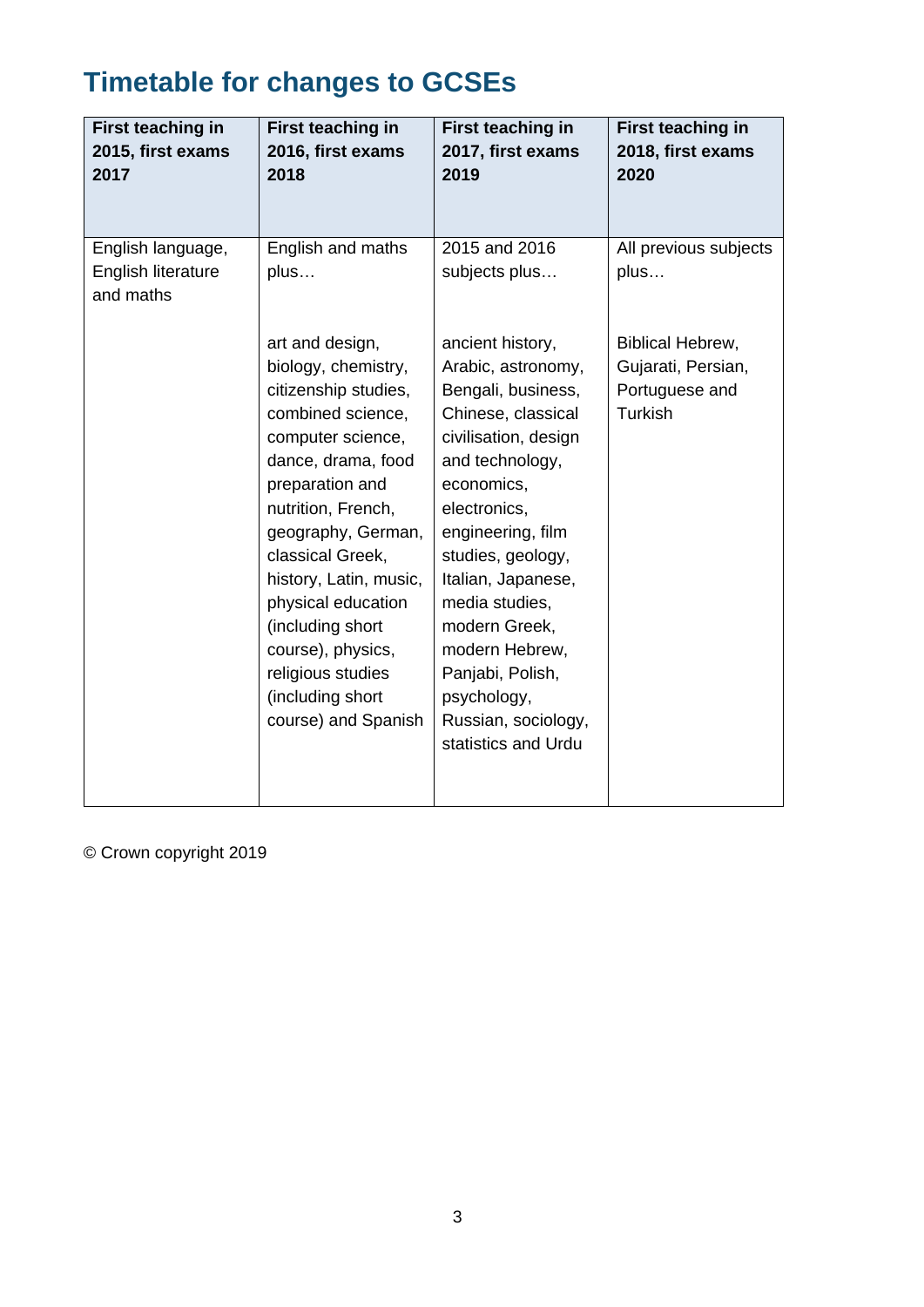## Timetable for changes to GCSEs

| First teaching in 2015, first exams 2017 | First teaching in 2016, first exams 2018 | First teaching in 2017, first exams 2019 | First teaching in 2018, first exams 2020 |
|---|---|---|---|
| English language, English literature and maths | English and maths plus… art and design, biology, chemistry, citizenship studies, combined science, computer science, dance, drama, food preparation and nutrition, French, geography, German, classical Greek, history, Latin, music, physical education (including short course), physics, religious studies (including short course) and Spanish | 2015 and 2016 subjects plus… ancient history, Arabic, astronomy, Bengali, business, Chinese, classical civilisation, design and technology, economics, electronics, engineering, film studies, geology, Italian, Japanese, media studies, modern Greek, modern Hebrew, Panjabi, Polish, psychology, Russian, sociology, statistics and Urdu | All previous subjects plus… Biblical Hebrew, Gujarati, Persian, Portuguese and Turkish |

© Crown copyright 2019